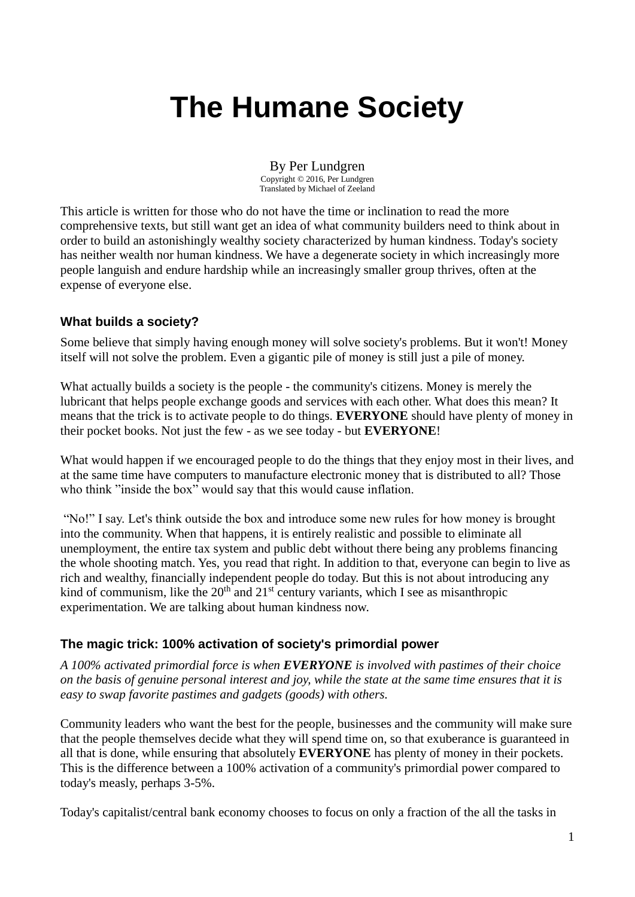# The Humane Society

By Per Lundgren
Copyright © 2016, Per Lundgren
Translated by Michael of Zeeland

This article is written for those who do not have the time or inclination to read the more comprehensive texts, but still want get an idea of what community builders need to think about in order to build an astonishingly wealthy society characterized by human kindness. Today's society has neither wealth nor human kindness. We have a degenerate society in which increasingly more people languish and endure hardship while an increasingly smaller group thrives, often at the expense of everyone else.

### What builds a society?

Some believe that simply having enough money will solve society's problems. But it won't! Money itself will not solve the problem. Even a gigantic pile of money is still just a pile of money.

What actually builds a society is the people - the community's citizens. Money is merely the lubricant that helps people exchange goods and services with each other. What does this mean? It means that the trick is to activate people to do things. **EVERYONE** should have plenty of money in their pocket books. Not just the few - as we see today - but **EVERYONE**!

What would happen if we encouraged people to do the things that they enjoy most in their lives, and at the same time have computers to manufacture electronic money that is distributed to all? Those who think "inside the box" would say that this would cause inflation.

"No!" I say. Let's think outside the box and introduce some new rules for how money is brought into the community. When that happens, it is entirely realistic and possible to eliminate all unemployment, the entire tax system and public debt without there being any problems financing the whole shooting match. Yes, you read that right. In addition to that, everyone can begin to live as rich and wealthy, financially independent people do today. But this is not about introducing any kind of communism, like the 20th and 21st century variants, which I see as misanthropic experimentation. We are talking about human kindness now.

### The magic trick: 100% activation of society's primordial power

*A 100% activated primordial force is when **EVERYONE** is involved with pastimes of their choice on the basis of genuine personal interest and joy, while the state at the same time ensures that it is easy to swap favorite pastimes and gadgets (goods) with others.*

Community leaders who want the best for the people, businesses and the community will make sure that the people themselves decide what they will spend time on, so that exuberance is guaranteed in all that is done, while ensuring that absolutely **EVERYONE** has plenty of money in their pockets. This is the difference between a 100% activation of a community's primordial power compared to today's measly, perhaps 3-5%.

Today's capitalist/central bank economy chooses to focus on only a fraction of the all the tasks in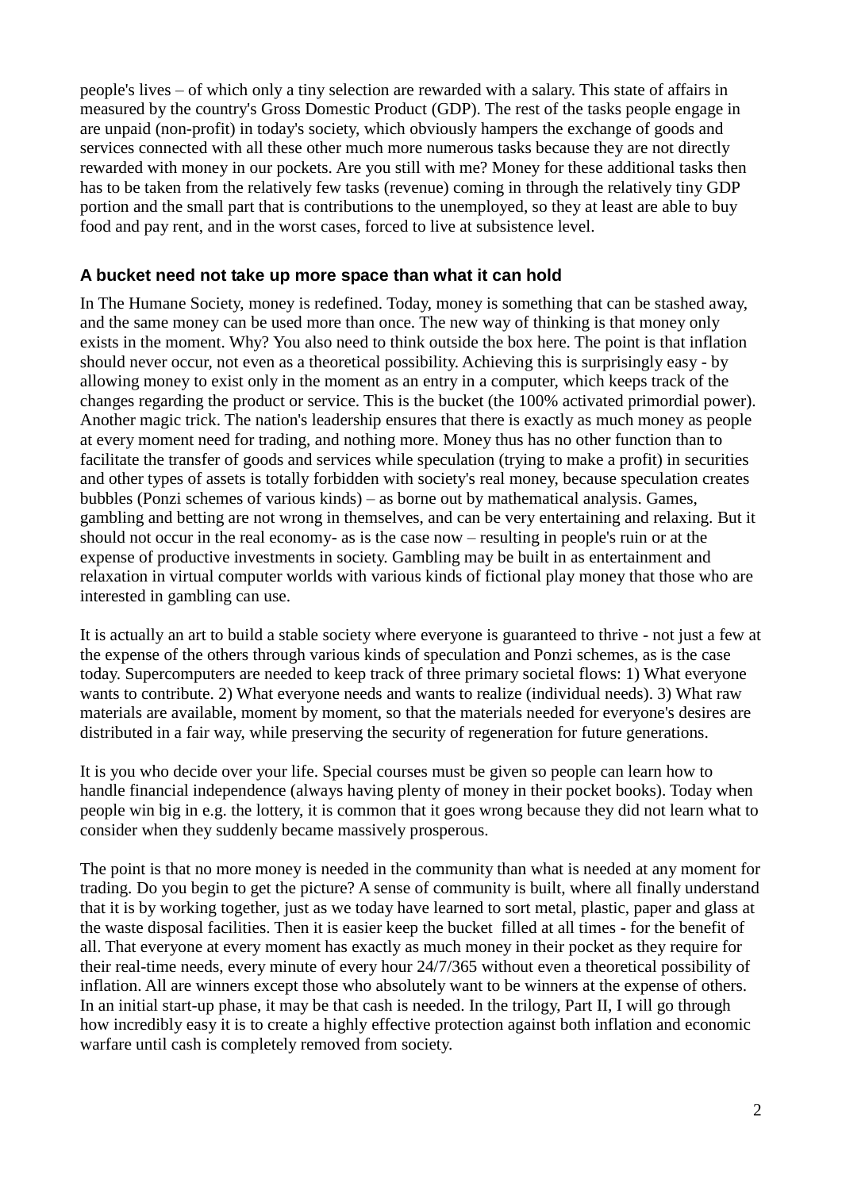people's lives – of which only a tiny selection are rewarded with a salary. This state of affairs in measured by the country's Gross Domestic Product (GDP). The rest of the tasks people engage in are unpaid (non-profit) in today's society, which obviously hampers the exchange of goods and services connected with all these other much more numerous tasks because they are not directly rewarded with money in our pockets. Are you still with me? Money for these additional tasks then has to be taken from the relatively few tasks (revenue) coming in through the relatively tiny GDP portion and the small part that is contributions to the unemployed, so they at least are able to buy food and pay rent, and in the worst cases, forced to live at subsistence level.

### A bucket need not take up more space than what it can hold

In The Humane Society, money is redefined. Today, money is something that can be stashed away, and the same money can be used more than once. The new way of thinking is that money only exists in the moment. Why? You also need to think outside the box here. The point is that inflation should never occur, not even as a theoretical possibility. Achieving this is surprisingly easy - by allowing money to exist only in the moment as an entry in a computer, which keeps track of the changes regarding the product or service. This is the bucket (the 100% activated primordial power). Another magic trick. The nation's leadership ensures that there is exactly as much money as people at every moment need for trading, and nothing more. Money thus has no other function than to facilitate the transfer of goods and services while speculation (trying to make a profit) in securities and other types of assets is totally forbidden with society's real money, because speculation creates bubbles (Ponzi schemes of various kinds) – as borne out by mathematical analysis. Games, gambling and betting are not wrong in themselves, and can be very entertaining and relaxing. But it should not occur in the real economy- as is the case now – resulting in people's ruin or at the expense of productive investments in society. Gambling may be built in as entertainment and relaxation in virtual computer worlds with various kinds of fictional play money that those who are interested in gambling can use.

It is actually an art to build a stable society where everyone is guaranteed to thrive - not just a few at the expense of the others through various kinds of speculation and Ponzi schemes, as is the case today. Supercomputers are needed to keep track of three primary societal flows: 1) What everyone wants to contribute. 2) What everyone needs and wants to realize (individual needs). 3) What raw materials are available, moment by moment, so that the materials needed for everyone's desires are distributed in a fair way, while preserving the security of regeneration for future generations.

It is you who decide over your life. Special courses must be given so people can learn how to handle financial independence (always having plenty of money in their pocket books). Today when people win big in e.g. the lottery, it is common that it goes wrong because they did not learn what to consider when they suddenly became massively prosperous.

The point is that no more money is needed in the community than what is needed at any moment for trading. Do you begin to get the picture? A sense of community is built, where all finally understand that it is by working together, just as we today have learned to sort metal, plastic, paper and glass at the waste disposal facilities. Then it is easier keep the bucket filled at all times - for the benefit of all. That everyone at every moment has exactly as much money in their pocket as they require for their real-time needs, every minute of every hour 24/7/365 without even a theoretical possibility of inflation. All are winners except those who absolutely want to be winners at the expense of others. In an initial start-up phase, it may be that cash is needed. In the trilogy, Part II, I will go through how incredibly easy it is to create a highly effective protection against both inflation and economic warfare until cash is completely removed from society.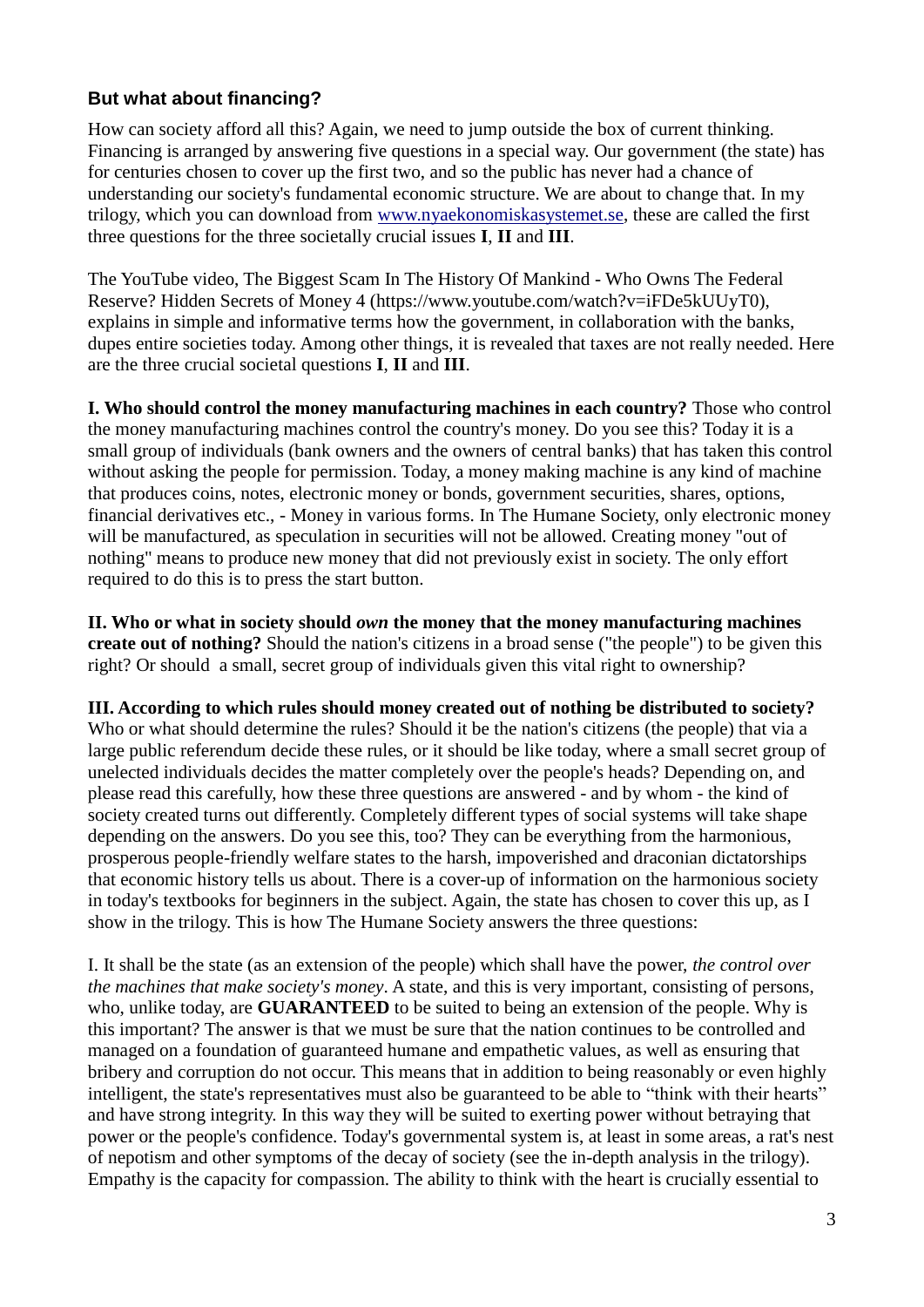### But what about financing?

How can society afford all this? Again, we need to jump outside the box of current thinking. Financing is arranged by answering five questions in a special way. Our government (the state) has for centuries chosen to cover up the first two, and so the public has never had a chance of understanding our society's fundamental economic structure. We are about to change that. In my trilogy, which you can download from [www.nyaekonomiskasystemet.se](www.nyaekonomiskasystemet.se), these are called the first three questions for the three societally crucial issues **I**, **II** and **III**.

The YouTube video, The Biggest Scam In The History Of Mankind - Who Owns The Federal Reserve? Hidden Secrets of Money 4 (https://www.youtube.com/watch?v=iFDe5kUUyT0), explains in simple and informative terms how the government, in collaboration with the banks, dupes entire societies today. Among other things, it is revealed that taxes are not really needed. Here are the three crucial societal questions **I**, **II** and **III**.

**I. Who should control the money manufacturing machines in each country?** Those who control the money manufacturing machines control the country's money. Do you see this? Today it is a small group of individuals (bank owners and the owners of central banks) that has taken this control without asking the people for permission. Today, a money making machine is any kind of machine that produces coins, notes, electronic money or bonds, government securities, shares, options, financial derivatives etc., - Money in various forms. In The Humane Society, only electronic money will be manufactured, as speculation in securities will not be allowed. Creating money "out of nothing" means to produce new money that did not previously exist in society. The only effort required to do this is to press the start button.

**II. Who or what in society should *own* the money that the money manufacturing machines create out of nothing?** Should the nation's citizens in a broad sense ("the people") to be given this right? Or should a small, secret group of individuals given this vital right to ownership?

**III. According to which rules should money created out of nothing be distributed to society?** Who or what should determine the rules? Should it be the nation's citizens (the people) that via a large public referendum decide these rules, or it should be like today, where a small secret group of unelected individuals decides the matter completely over the people's heads? Depending on, and please read this carefully, how these three questions are answered - and by whom - the kind of society created turns out differently. Completely different types of social systems will take shape depending on the answers. Do you see this, too? They can be everything from the harmonious, prosperous people-friendly welfare states to the harsh, impoverished and draconian dictatorships that economic history tells us about. There is a cover-up of information on the harmonious society in today's textbooks for beginners in the subject. Again, the state has chosen to cover this up, as I show in the trilogy. This is how The Humane Society answers the three questions:

I. It shall be the state (as an extension of the people) which shall have the power, *the control over the machines that make society's money*. A state, and this is very important, consisting of persons, who, unlike today, are **GUARANTEED** to be suited to being an extension of the people. Why is this important? The answer is that we must be sure that the nation continues to be controlled and managed on a foundation of guaranteed humane and empathetic values, as well as ensuring that bribery and corruption do not occur. This means that in addition to being reasonably or even highly intelligent, the state's representatives must also be guaranteed to be able to "think with their hearts" and have strong integrity. In this way they will be suited to exerting power without betraying that power or the people's confidence. Today's governmental system is, at least in some areas, a rat's nest of nepotism and other symptoms of the decay of society (see the in-depth analysis in the trilogy). Empathy is the capacity for compassion. The ability to think with the heart is crucially essential to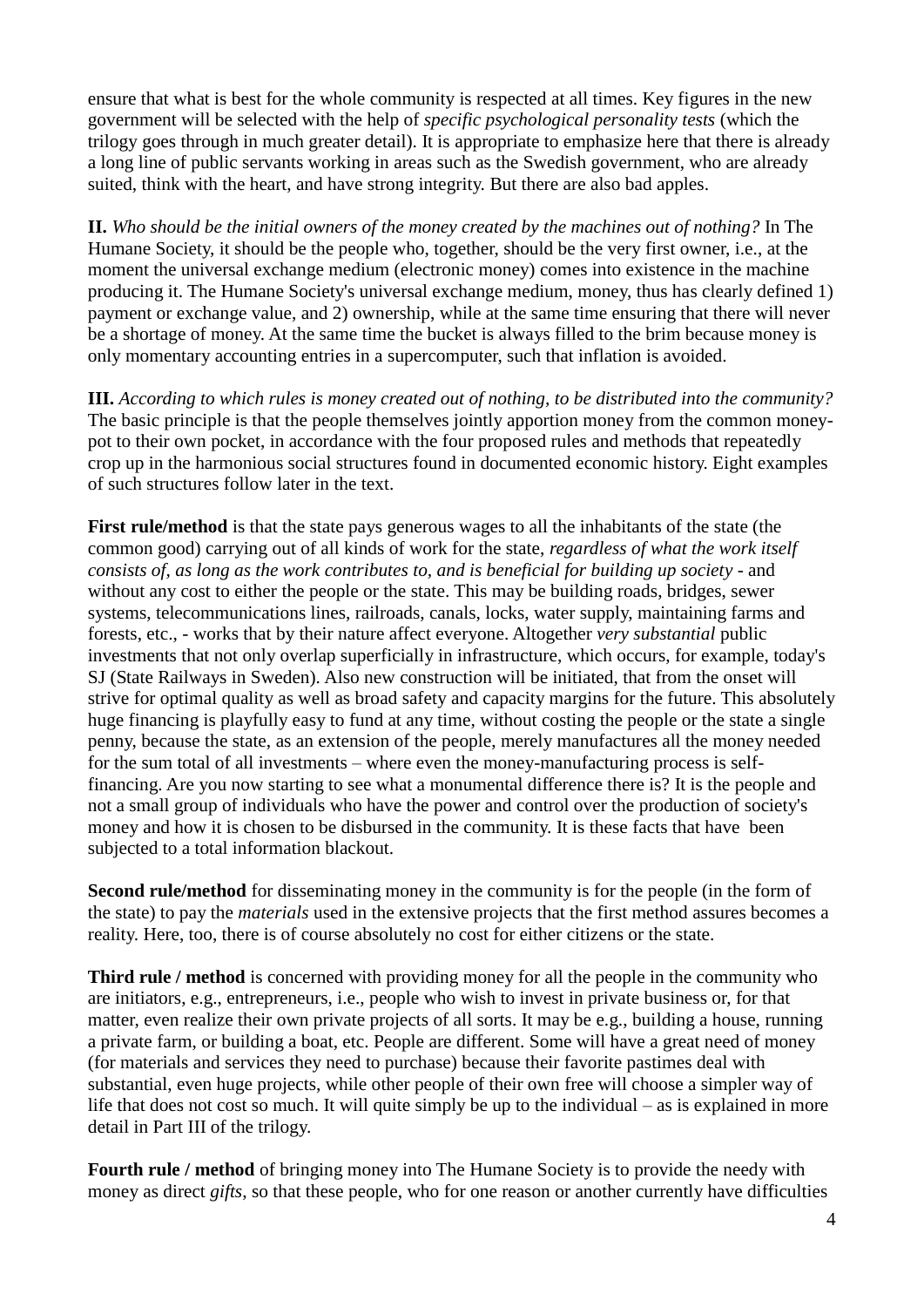ensure that what is best for the whole community is respected at all times. Key figures in the new government will be selected with the help of *specific psychological personality tests* (which the trilogy goes through in much greater detail). It is appropriate to emphasize here that there is already a long line of public servants working in areas such as the Swedish government, who are already suited, think with the heart, and have strong integrity. But there are also bad apples.

**II.** *Who should be the initial owners of the money created by the machines out of nothing?* In The Humane Society, it should be the people who, together, should be the very first owner, i.e., at the moment the universal exchange medium (electronic money) comes into existence in the machine producing it. The Humane Society's universal exchange medium, money, thus has clearly defined 1) payment or exchange value, and 2) ownership, while at the same time ensuring that there will never be a shortage of money. At the same time the bucket is always filled to the brim because money is only momentary accounting entries in a supercomputer, such that inflation is avoided.

**III.** *According to which rules is money created out of nothing, to be distributed into the community?* The basic principle is that the people themselves jointly apportion money from the common money-pot to their own pocket, in accordance with the four proposed rules and methods that repeatedly crop up in the harmonious social structures found in documented economic history. Eight examples of such structures follow later in the text.

**First rule/method** is that the state pays generous wages to all the inhabitants of the state (the common good) carrying out of all kinds of work for the state, *regardless of what the work itself consists of, as long as the work contributes to, and is beneficial for building up society* - and without any cost to either the people or the state. This may be building roads, bridges, sewer systems, telecommunications lines, railroads, canals, locks, water supply, maintaining farms and forests, etc., - works that by their nature affect everyone. Altogether *very substantial* public investments that not only overlap superficially in infrastructure, which occurs, for example, today's SJ (State Railways in Sweden). Also new construction will be initiated, that from the onset will strive for optimal quality as well as broad safety and capacity margins for the future. This absolutely huge financing is playfully easy to fund at any time, without costing the people or the state a single penny, because the state, as an extension of the people, merely manufactures all the money needed for the sum total of all investments – where even the money-manufacturing process is self-financing. Are you now starting to see what a monumental difference there is? It is the people and not a small group of individuals who have the power and control over the production of society's money and how it is chosen to be disbursed in the community. It is these facts that have been subjected to a total information blackout.

**Second rule/method** for disseminating money in the community is for the people (in the form of the state) to pay the *materials* used in the extensive projects that the first method assures becomes a reality. Here, too, there is of course absolutely no cost for either citizens or the state.

**Third rule / method** is concerned with providing money for all the people in the community who are initiators, e.g., entrepreneurs, i.e., people who wish to invest in private business or, for that matter, even realize their own private projects of all sorts. It may be e.g., building a house, running a private farm, or building a boat, etc. People are different. Some will have a great need of money (for materials and services they need to purchase) because their favorite pastimes deal with substantial, even huge projects, while other people of their own free will choose a simpler way of life that does not cost so much. It will quite simply be up to the individual – as is explained in more detail in Part III of the trilogy.

**Fourth rule / method** of bringing money into The Humane Society is to provide the needy with money as direct *gifts*, so that these people, who for one reason or another currently have difficulties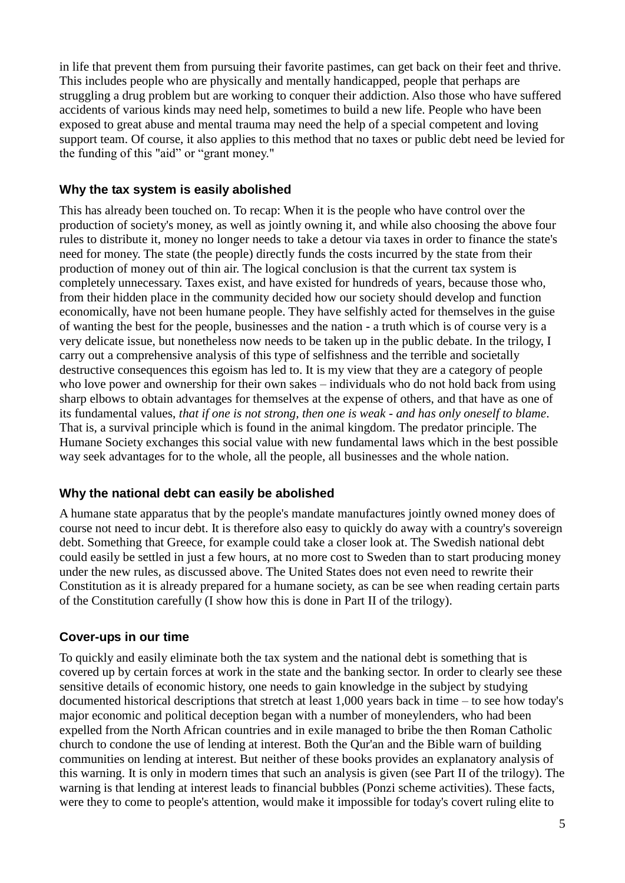in life that prevent them from pursuing their favorite pastimes, can get back on their feet and thrive. This includes people who are physically and mentally handicapped, people that perhaps are struggling a drug problem but are working to conquer their addiction. Also those who have suffered accidents of various kinds may need help, sometimes to build a new life. People who have been exposed to great abuse and mental trauma may need the help of a special competent and loving support team. Of course, it also applies to this method that no taxes or public debt need be levied for the funding of this "aid" or "grant money."

### Why the tax system is easily abolished

This has already been touched on. To recap: When it is the people who have control over the production of society's money, as well as jointly owning it, and while also choosing the above four rules to distribute it, money no longer needs to take a detour via taxes in order to finance the state's need for money. The state (the people) directly funds the costs incurred by the state from their production of money out of thin air. The logical conclusion is that the current tax system is completely unnecessary. Taxes exist, and have existed for hundreds of years, because those who, from their hidden place in the community decided how our society should develop and function economically, have not been humane people. They have selfishly acted for themselves in the guise of wanting the best for the people, businesses and the nation - a truth which is of course very is a very delicate issue, but nonetheless now needs to be taken up in the public debate. In the trilogy, I carry out a comprehensive analysis of this type of selfishness and the terrible and societally destructive consequences this egoism has led to. It is my view that they are a category of people who love power and ownership for their own sakes – individuals who do not hold back from using sharp elbows to obtain advantages for themselves at the expense of others, and that have as one of its fundamental values, *that if one is not strong, then one is weak - and has only oneself to blame*. That is, a survival principle which is found in the animal kingdom. The predator principle. The Humane Society exchanges this social value with new fundamental laws which in the best possible way seek advantages for to the whole, all the people, all businesses and the whole nation.

### Why the national debt can easily be abolished

A humane state apparatus that by the people's mandate manufactures jointly owned money does of course not need to incur debt. It is therefore also easy to quickly do away with a country's sovereign debt. Something that Greece, for example could take a closer look at. The Swedish national debt could easily be settled in just a few hours, at no more cost to Sweden than to start producing money under the new rules, as discussed above. The United States does not even need to rewrite their Constitution as it is already prepared for a humane society, as can be see when reading certain parts of the Constitution carefully (I show how this is done in Part II of the trilogy).

### Cover-ups in our time

To quickly and easily eliminate both the tax system and the national debt is something that is covered up by certain forces at work in the state and the banking sector. In order to clearly see these sensitive details of economic history, one needs to gain knowledge in the subject by studying documented historical descriptions that stretch at least 1,000 years back in time – to see how today's major economic and political deception began with a number of moneylenders, who had been expelled from the North African countries and in exile managed to bribe the then Roman Catholic church to condone the use of lending at interest. Both the Qur'an and the Bible warn of building communities on lending at interest. But neither of these books provides an explanatory analysis of this warning. It is only in modern times that such an analysis is given (see Part II of the trilogy). The warning is that lending at interest leads to financial bubbles (Ponzi scheme activities). These facts, were they to come to people's attention, would make it impossible for today's covert ruling elite to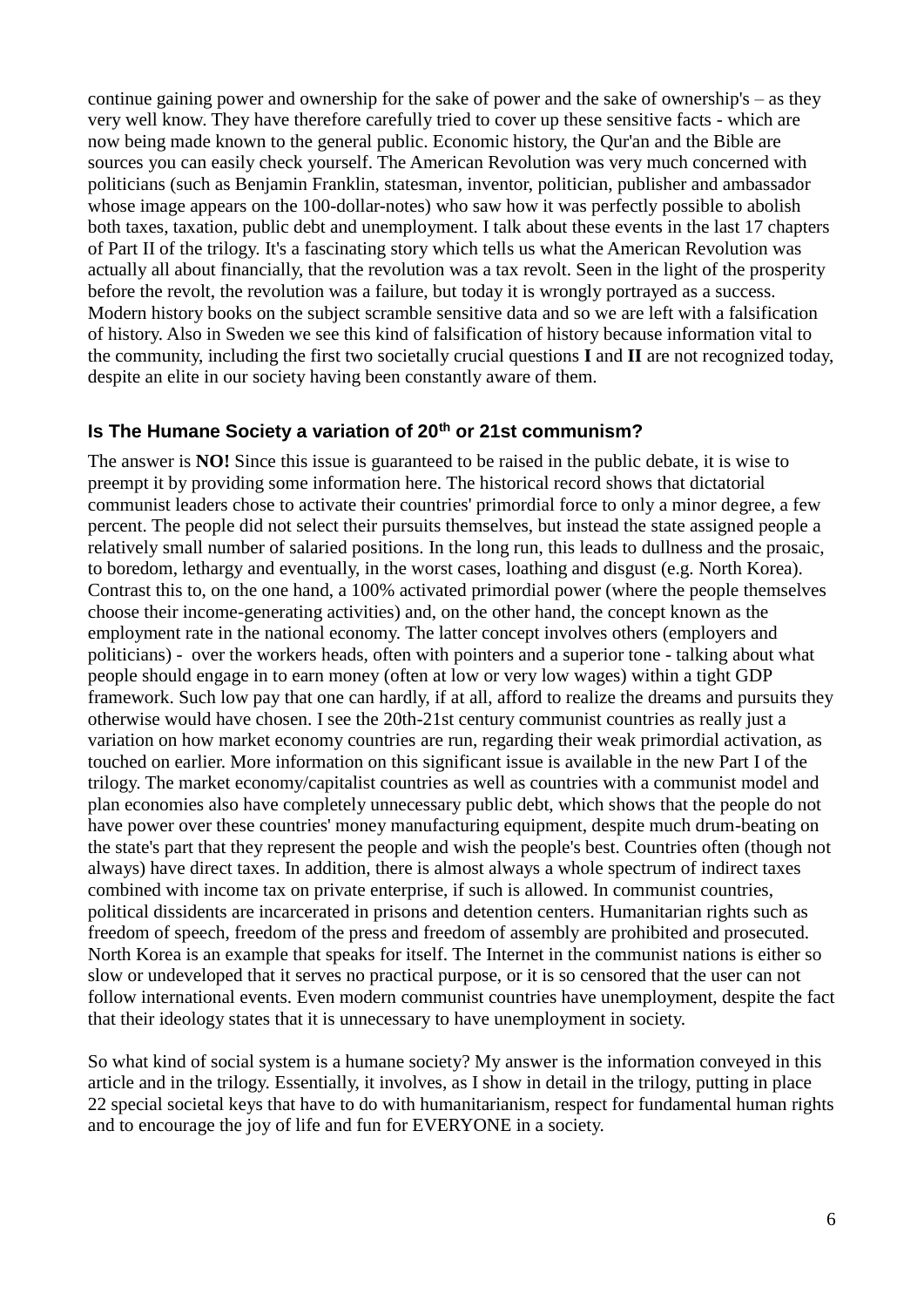continue gaining power and ownership for the sake of power and the sake of ownership's – as they very well know. They have therefore carefully tried to cover up these sensitive facts - which are now being made known to the general public. Economic history, the Qur'an and the Bible are sources you can easily check yourself. The American Revolution was very much concerned with politicians (such as Benjamin Franklin, statesman, inventor, politician, publisher and ambassador whose image appears on the 100-dollar-notes) who saw how it was perfectly possible to abolish both taxes, taxation, public debt and unemployment. I talk about these events in the last 17 chapters of Part II of the trilogy. It's a fascinating story which tells us what the American Revolution was actually all about financially, that the revolution was a tax revolt. Seen in the light of the prosperity before the revolt, the revolution was a failure, but today it is wrongly portrayed as a success. Modern history books on the subject scramble sensitive data and so we are left with a falsification of history. Also in Sweden we see this kind of falsification of history because information vital to the community, including the first two societally crucial questions **I** and **II** are not recognized today, despite an elite in our society having been constantly aware of them.

### Is The Humane Society a variation of 20th or 21st communism?

The answer is **NO!** Since this issue is guaranteed to be raised in the public debate, it is wise to preempt it by providing some information here. The historical record shows that dictatorial communist leaders chose to activate their countries' primordial force to only a minor degree, a few percent. The people did not select their pursuits themselves, but instead the state assigned people a relatively small number of salaried positions. In the long run, this leads to dullness and the prosaic, to boredom, lethargy and eventually, in the worst cases, loathing and disgust (e.g. North Korea). Contrast this to, on the one hand, a 100% activated primordial power (where the people themselves choose their income-generating activities) and, on the other hand, the concept known as the employment rate in the national economy. The latter concept involves others (employers and politicians) - over the workers heads, often with pointers and a superior tone - talking about what people should engage in to earn money (often at low or very low wages) within a tight GDP framework. Such low pay that one can hardly, if at all, afford to realize the dreams and pursuits they otherwise would have chosen. I see the 20th-21st century communist countries as really just a variation on how market economy countries are run, regarding their weak primordial activation, as touched on earlier. More information on this significant issue is available in the new Part I of the trilogy. The market economy/capitalist countries as well as countries with a communist model and plan economies also have completely unnecessary public debt, which shows that the people do not have power over these countries' money manufacturing equipment, despite much drum-beating on the state's part that they represent the people and wish the people's best. Countries often (though not always) have direct taxes. In addition, there is almost always a whole spectrum of indirect taxes combined with income tax on private enterprise, if such is allowed. In communist countries, political dissidents are incarcerated in prisons and detention centers. Humanitarian rights such as freedom of speech, freedom of the press and freedom of assembly are prohibited and prosecuted. North Korea is an example that speaks for itself. The Internet in the communist nations is either so slow or undeveloped that it serves no practical purpose, or it is so censored that the user can not follow international events. Even modern communist countries have unemployment, despite the fact that their ideology states that it is unnecessary to have unemployment in society.

So what kind of social system is a humane society? My answer is the information conveyed in this article and in the trilogy. Essentially, it involves, as I show in detail in the trilogy, putting in place 22 special societal keys that have to do with humanitarianism, respect for fundamental human rights and to encourage the joy of life and fun for EVERYONE in a society.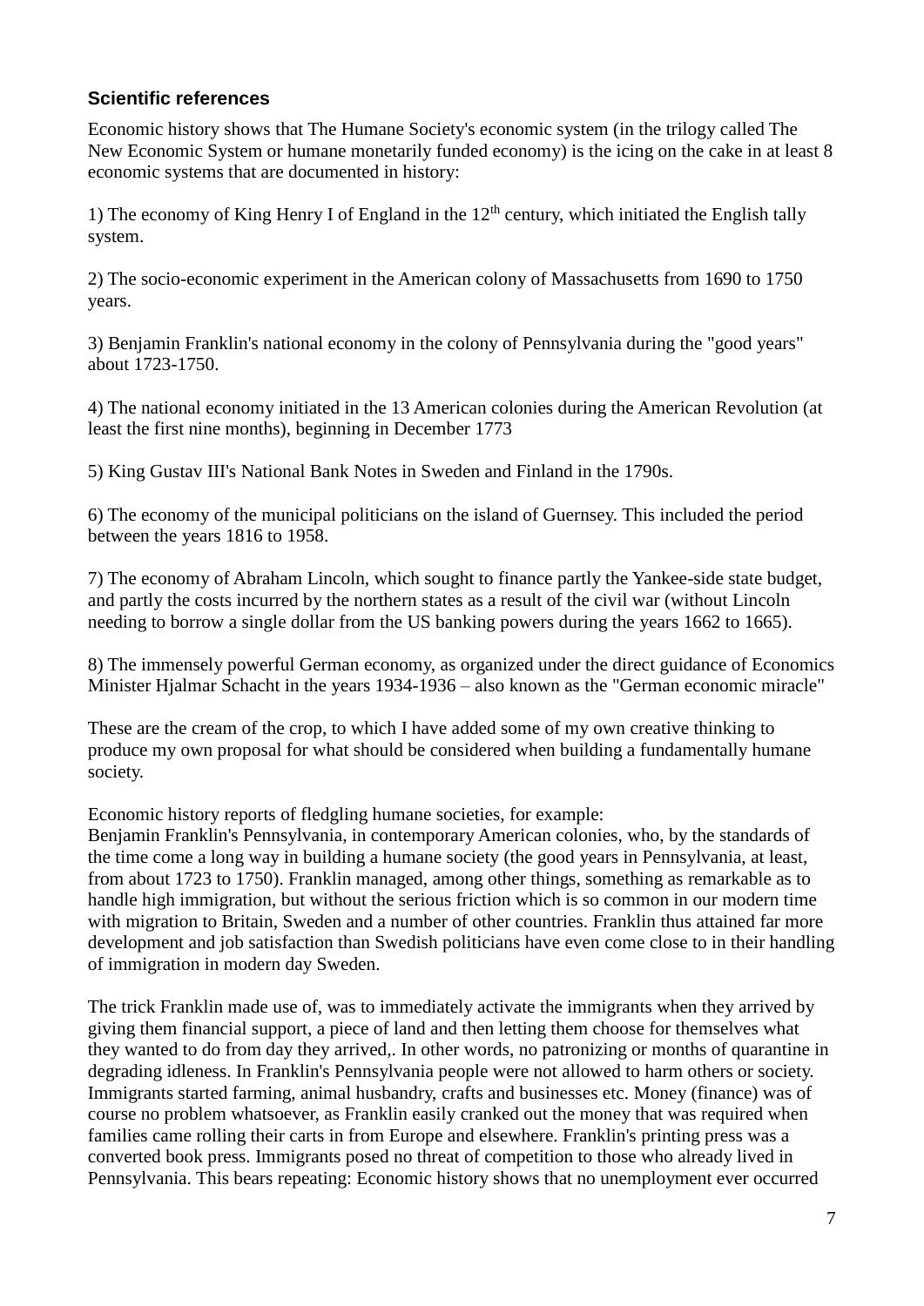### Scientific references

Economic history shows that The Humane Society's economic system (in the trilogy called The New Economic System or humane monetarily funded economy) is the icing on the cake in at least 8 economic systems that are documented in history:

1) The economy of King Henry I of England in the 12$^{th}$ century, which initiated the English tally system.

2) The socio-economic experiment in the American colony of Massachusetts from 1690 to 1750 years.

3) Benjamin Franklin's national economy in the colony of Pennsylvania during the "good years" about 1723-1750.

4) The national economy initiated in the 13 American colonies during the American Revolution (at least the first nine months), beginning in December 1773

5) King Gustav III's National Bank Notes in Sweden and Finland in the 1790s.

6) The economy of the municipal politicians on the island of Guernsey. This included the period between the years 1816 to 1958.

7) The economy of Abraham Lincoln, which sought to finance partly the Yankee-side state budget, and partly the costs incurred by the northern states as a result of the civil war (without Lincoln needing to borrow a single dollar from the US banking powers during the years 1662 to 1665).

8) The immensely powerful German economy, as organized under the direct guidance of Economics Minister Hjalmar Schacht in the years 1934-1936 – also known as the "German economic miracle"

These are the cream of the crop, to which I have added some of my own creative thinking to produce my own proposal for what should be considered when building a fundamentally humane society.

Economic history reports of fledgling humane societies, for example:
Benjamin Franklin's Pennsylvania, in contemporary American colonies, who, by the standards of the time come a long way in building a humane society (the good years in Pennsylvania, at least, from about 1723 to 1750). Franklin managed, among other things, something as remarkable as to handle high immigration, but without the serious friction which is so common in our modern time with migration to Britain, Sweden and a number of other countries. Franklin thus attained far more development and job satisfaction than Swedish politicians have even come close to in their handling of immigration in modern day Sweden.

The trick Franklin made use of, was to immediately activate the immigrants when they arrived by giving them financial support, a piece of land and then letting them choose for themselves what they wanted to do from day they arrived,. In other words, no patronizing or months of quarantine in degrading idleness. In Franklin's Pennsylvania people were not allowed to harm others or society. Immigrants started farming, animal husbandry, crafts and businesses etc. Money (finance) was of course no problem whatsoever, as Franklin easily cranked out the money that was required when families came rolling their carts in from Europe and elsewhere. Franklin's printing press was a converted book press. Immigrants posed no threat of competition to those who already lived in Pennsylvania. This bears repeating: Economic history shows that no unemployment ever occurred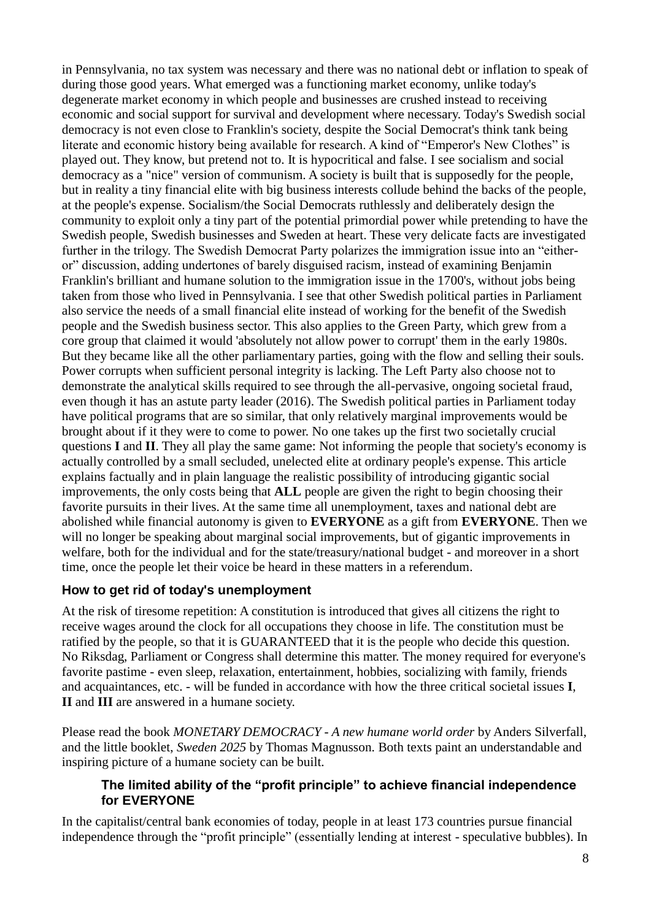in Pennsylvania, no tax system was necessary and there was no national debt or inflation to speak of during those good years. What emerged was a functioning market economy, unlike today's degenerate market economy in which people and businesses are crushed instead to receiving economic and social support for survival and development where necessary. Today's Swedish social democracy is not even close to Franklin's society, despite the Social Democrat's think tank being literate and economic history being available for research. A kind of "Emperor's New Clothes" is played out. They know, but pretend not to. It is hypocritical and false. I see socialism and social democracy as a "nice" version of communism. A society is built that is supposedly for the people, but in reality a tiny financial elite with big business interests collude behind the backs of the people, at the people's expense. Socialism/the Social Democrats ruthlessly and deliberately design the community to exploit only a tiny part of the potential primordial power while pretending to have the Swedish people, Swedish businesses and Sweden at heart. These very delicate facts are investigated further in the trilogy. The Swedish Democrat Party polarizes the immigration issue into an "either-or" discussion, adding undertones of barely disguised racism, instead of examining Benjamin Franklin's brilliant and humane solution to the immigration issue in the 1700's, without jobs being taken from those who lived in Pennsylvania. I see that other Swedish political parties in Parliament also service the needs of a small financial elite instead of working for the benefit of the Swedish people and the Swedish business sector. This also applies to the Green Party, which grew from a core group that claimed it would 'absolutely not allow power to corrupt' them in the early 1980s. But they became like all the other parliamentary parties, going with the flow and selling their souls. Power corrupts when sufficient personal integrity is lacking. The Left Party also choose not to demonstrate the analytical skills required to see through the all-pervasive, ongoing societal fraud, even though it has an astute party leader (2016). The Swedish political parties in Parliament today have political programs that are so similar, that only relatively marginal improvements would be brought about if it they were to come to power. No one takes up the first two societally crucial questions **I** and **II**. They all play the same game: Not informing the people that society's economy is actually controlled by a small secluded, unelected elite at ordinary people's expense. This article explains factually and in plain language the realistic possibility of introducing gigantic social improvements, the only costs being that **ALL** people are given the right to begin choosing their favorite pursuits in their lives. At the same time all unemployment, taxes and national debt are abolished while financial autonomy is given to **EVERYONE** as a gift from **EVERYONE**. Then we will no longer be speaking about marginal social improvements, but of gigantic improvements in welfare, both for the individual and for the state/treasury/national budget - and moreover in a short time, once the people let their voice be heard in these matters in a referendum.

## How to get rid of today's unemployment

At the risk of tiresome repetition: A constitution is introduced that gives all citizens the right to receive wages around the clock for all occupations they choose in life. The constitution must be ratified by the people, so that it is GUARANTEED that it is the people who decide this question. No Riksdag, Parliament or Congress shall determine this matter. The money required for everyone's favorite pastime - even sleep, relaxation, entertainment, hobbies, socializing with family, friends and acquaintances, etc. - will be funded in accordance with how the three critical societal issues **I**, **II** and **III** are answered in a humane society.

Please read the book *MONETARY DEMOCRACY - A new humane world order* by Anders Silverfall, and the little booklet, *Sweden 2025* by Thomas Magnusson. Both texts paint an understandable and inspiring picture of a humane society can be built.

### The limited ability of the "profit principle" to achieve financial independence for EVERYONE

In the capitalist/central bank economies of today, people in at least 173 countries pursue financial independence through the "profit principle" (essentially lending at interest - speculative bubbles). In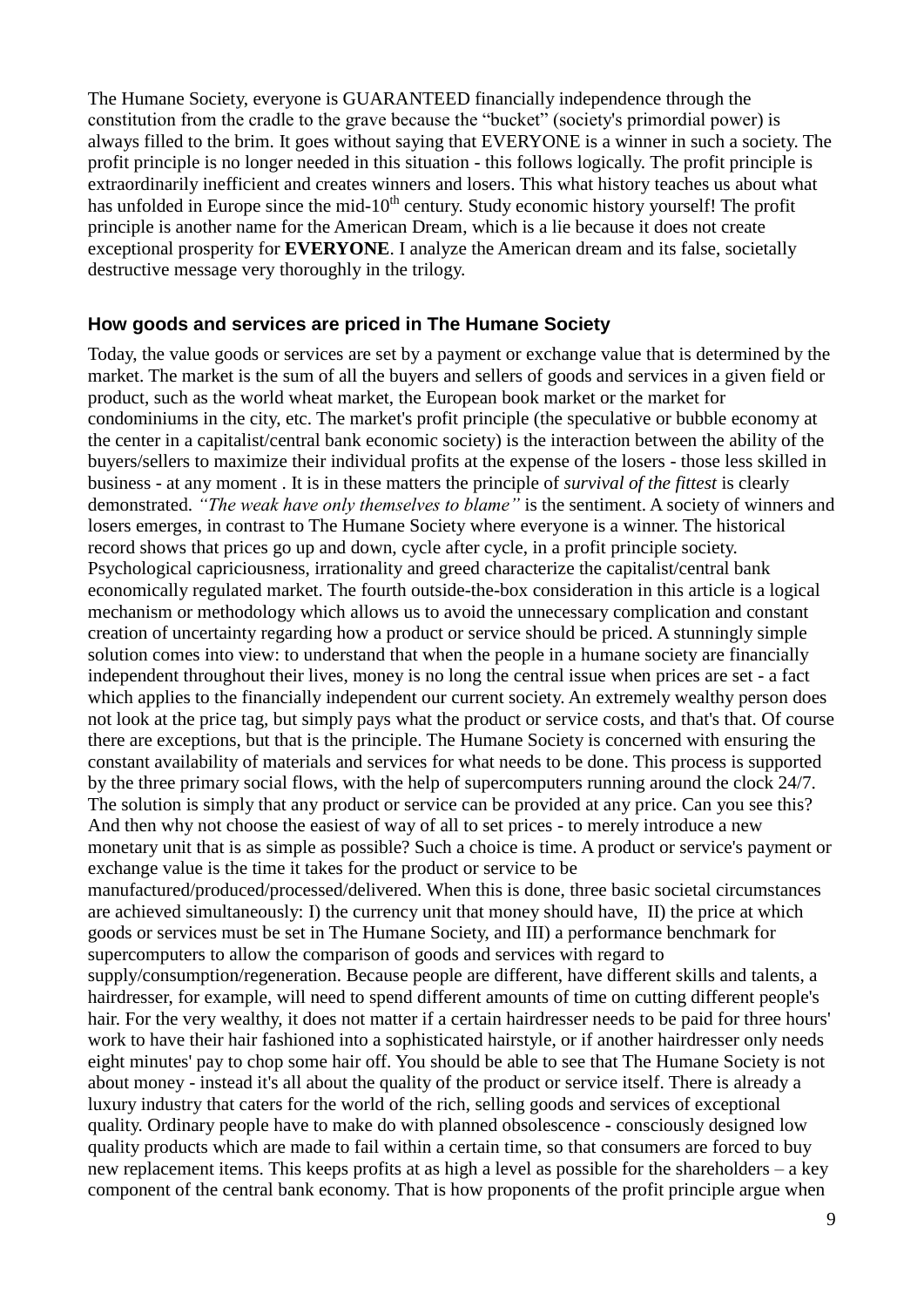The Humane Society, everyone is GUARANTEED financially independence through the constitution from the cradle to the grave because the "bucket" (society's primordial power) is always filled to the brim. It goes without saying that EVERYONE is a winner in such a society. The profit principle is no longer needed in this situation - this follows logically. The profit principle is extraordinarily inefficient and creates winners and losers. This what history teaches us about what has unfolded in Europe since the mid-10th century. Study economic history yourself! The profit principle is another name for the American Dream, which is a lie because it does not create exceptional prosperity for **EVERYONE**. I analyze the American dream and its false, societally destructive message very thoroughly in the trilogy.

### How goods and services are priced in The Humane Society

Today, the value goods or services are set by a payment or exchange value that is determined by the market. The market is the sum of all the buyers and sellers of goods and services in a given field or product, such as the world wheat market, the European book market or the market for condominiums in the city, etc. The market's profit principle (the speculative or bubble economy at the center in a capitalist/central bank economic society) is the interaction between the ability of the buyers/sellers to maximize their individual profits at the expense of the losers - those less skilled in business - at any moment . It is in these matters the principle of *survival of the fittest* is clearly demonstrated. *"The weak have only themselves to blame"* is the sentiment. A society of winners and losers emerges, in contrast to The Humane Society where everyone is a winner. The historical record shows that prices go up and down, cycle after cycle, in a profit principle society. Psychological capriciousness, irrationality and greed characterize the capitalist/central bank economically regulated market. The fourth outside-the-box consideration in this article is a logical mechanism or methodology which allows us to avoid the unnecessary complication and constant creation of uncertainty regarding how a product or service should be priced. A stunningly simple solution comes into view: to understand that when the people in a humane society are financially independent throughout their lives, money is no long the central issue when prices are set - a fact which applies to the financially independent our current society. An extremely wealthy person does not look at the price tag, but simply pays what the product or service costs, and that's that. Of course there are exceptions, but that is the principle. The Humane Society is concerned with ensuring the constant availability of materials and services for what needs to be done. This process is supported by the three primary social flows, with the help of supercomputers running around the clock 24/7. The solution is simply that any product or service can be provided at any price. Can you see this? And then why not choose the easiest of way of all to set prices - to merely introduce a new monetary unit that is as simple as possible? Such a choice is time. A product or service's payment or exchange value is the time it takes for the product or service to be manufactured/produced/processed/delivered. When this is done, three basic societal circumstances are achieved simultaneously: I) the currency unit that money should have, II) the price at which goods or services must be set in The Humane Society, and III) a performance benchmark for supercomputers to allow the comparison of goods and services with regard to supply/consumption/regeneration. Because people are different, have different skills and talents, a hairdresser, for example, will need to spend different amounts of time on cutting different people's hair. For the very wealthy, it does not matter if a certain hairdresser needs to be paid for three hours' work to have their hair fashioned into a sophisticated hairstyle, or if another hairdresser only needs eight minutes' pay to chop some hair off. You should be able to see that The Humane Society is not about money - instead it's all about the quality of the product or service itself. There is already a luxury industry that caters for the world of the rich, selling goods and services of exceptional quality. Ordinary people have to make do with planned obsolescence - consciously designed low quality products which are made to fail within a certain time, so that consumers are forced to buy new replacement items. This keeps profits at as high a level as possible for the shareholders – a key component of the central bank economy. That is how proponents of the profit principle argue when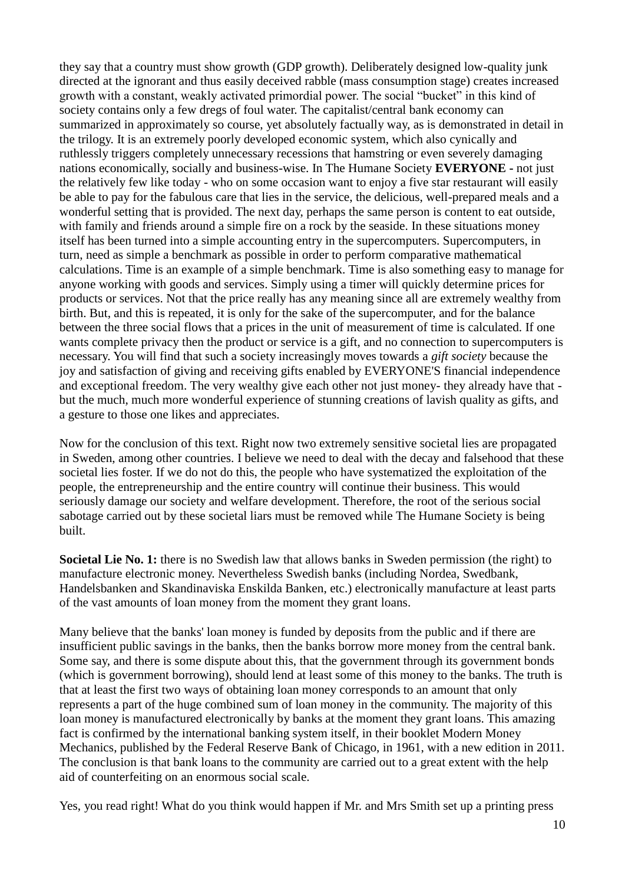they say that a country must show growth (GDP growth). Deliberately designed low-quality junk directed at the ignorant and thus easily deceived rabble (mass consumption stage) creates increased growth with a constant, weakly activated primordial power. The social "bucket" in this kind of society contains only a few dregs of foul water. The capitalist/central bank economy can summarized in approximately so course, yet absolutely factually way, as is demonstrated in detail in the trilogy. It is an extremely poorly developed economic system, which also cynically and ruthlessly triggers completely unnecessary recessions that hamstring or even severely damaging nations economically, socially and business-wise. In The Humane Society **EVERYONE -** not just the relatively few like today - who on some occasion want to enjoy a five star restaurant will easily be able to pay for the fabulous care that lies in the service, the delicious, well-prepared meals and a wonderful setting that is provided. The next day, perhaps the same person is content to eat outside, with family and friends around a simple fire on a rock by the seaside. In these situations money itself has been turned into a simple accounting entry in the supercomputers. Supercomputers, in turn, need as simple a benchmark as possible in order to perform comparative mathematical calculations. Time is an example of a simple benchmark. Time is also something easy to manage for anyone working with goods and services. Simply using a timer will quickly determine prices for products or services. Not that the price really has any meaning since all are extremely wealthy from birth. But, and this is repeated, it is only for the sake of the supercomputer, and for the balance between the three social flows that a prices in the unit of measurement of time is calculated. If one wants complete privacy then the product or service is a gift, and no connection to supercomputers is necessary. You will find that such a society increasingly moves towards a *gift society* because the joy and satisfaction of giving and receiving gifts enabled by EVERYONE'S financial independence and exceptional freedom. The very wealthy give each other not just money- they already have that - but the much, much more wonderful experience of stunning creations of lavish quality as gifts, and a gesture to those one likes and appreciates.

Now for the conclusion of this text. Right now two extremely sensitive societal lies are propagated in Sweden, among other countries. I believe we need to deal with the decay and falsehood that these societal lies foster. If we do not do this, the people who have systematized the exploitation of the people, the entrepreneurship and the entire country will continue their business. This would seriously damage our society and welfare development. Therefore, the root of the serious social sabotage carried out by these societal liars must be removed while The Humane Society is being built.

**Societal Lie No. 1:** there is no Swedish law that allows banks in Sweden permission (the right) to manufacture electronic money. Nevertheless Swedish banks (including Nordea, Swedbank, Handelsbanken and Skandinaviska Enskilda Banken, etc.) electronically manufacture at least parts of the vast amounts of loan money from the moment they grant loans.

Many believe that the banks' loan money is funded by deposits from the public and if there are insufficient public savings in the banks, then the banks borrow more money from the central bank. Some say, and there is some dispute about this, that the government through its government bonds (which is government borrowing), should lend at least some of this money to the banks. The truth is that at least the first two ways of obtaining loan money corresponds to an amount that only represents a part of the huge combined sum of loan money in the community. The majority of this loan money is manufactured electronically by banks at the moment they grant loans. This amazing fact is confirmed by the international banking system itself, in their booklet Modern Money Mechanics, published by the Federal Reserve Bank of Chicago, in 1961, with a new edition in 2011. The conclusion is that bank loans to the community are carried out to a great extent with the help aid of counterfeiting on an enormous social scale.

Yes, you read right! What do you think would happen if Mr. and Mrs Smith set up a printing press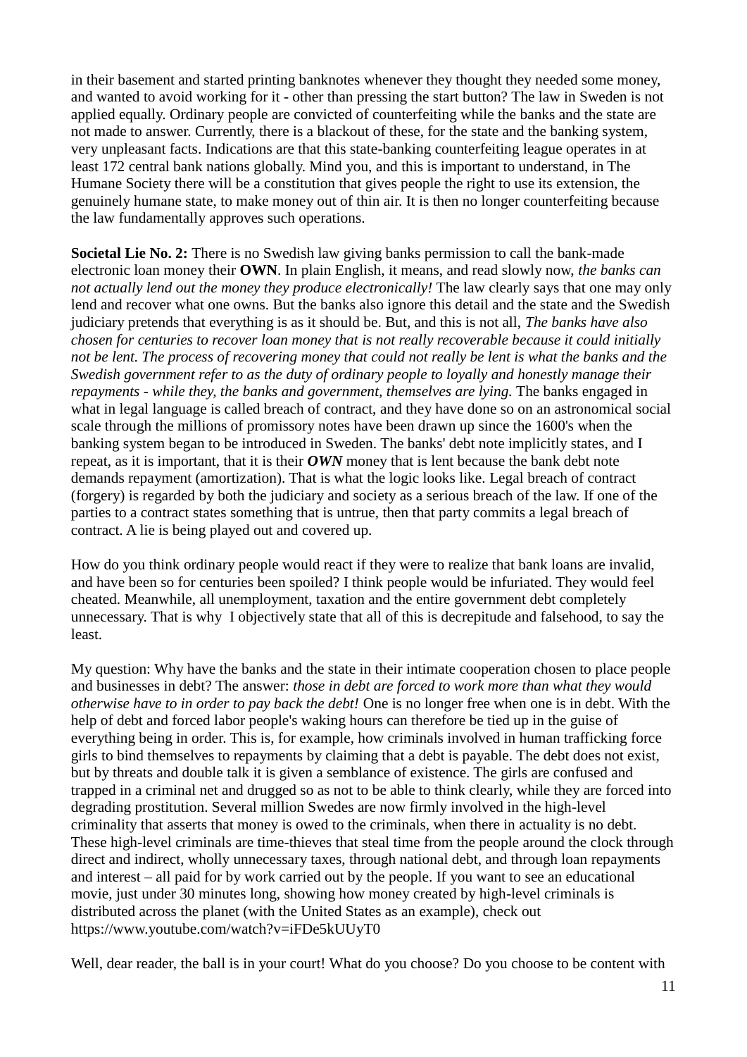in their basement and started printing banknotes whenever they thought they needed some money, and wanted to avoid working for it - other than pressing the start button? The law in Sweden is not applied equally. Ordinary people are convicted of counterfeiting while the banks and the state are not made to answer. Currently, there is a blackout of these, for the state and the banking system, very unpleasant facts. Indications are that this state-banking counterfeiting league operates in at least 172 central bank nations globally. Mind you, and this is important to understand, in The Humane Society there will be a constitution that gives people the right to use its extension, the genuinely humane state, to make money out of thin air. It is then no longer counterfeiting because the law fundamentally approves such operations.

**Societal Lie No. 2:** There is no Swedish law giving banks permission to call the bank-made electronic loan money their **OWN**. In plain English, it means, and read slowly now, *the banks can not actually lend out the money they produce electronically!* The law clearly says that one may only lend and recover what one owns. But the banks also ignore this detail and the state and the Swedish judiciary pretends that everything is as it should be. But, and this is not all, *The banks have also chosen for centuries to recover loan money that is not really recoverable because it could initially not be lent. The process of recovering money that could not really be lent is what the banks and the Swedish government refer to as the duty of ordinary people to loyally and honestly manage their repayments - while they, the banks and government, themselves are lying.* The banks engaged in what in legal language is called breach of contract, and they have done so on an astronomical social scale through the millions of promissory notes have been drawn up since the 1600's when the banking system began to be introduced in Sweden. The banks' debt note implicitly states, and I repeat, as it is important, that it is their ***OWN*** money that is lent because the bank debt note demands repayment (amortization). That is what the logic looks like. Legal breach of contract (forgery) is regarded by both the judiciary and society as a serious breach of the law. If one of the parties to a contract states something that is untrue, then that party commits a legal breach of contract. A lie is being played out and covered up.

How do you think ordinary people would react if they were to realize that bank loans are invalid, and have been so for centuries been spoiled? I think people would be infuriated. They would feel cheated. Meanwhile, all unemployment, taxation and the entire government debt completely unnecessary. That is why I objectively state that all of this is decrepitude and falsehood, to say the least.

My question: Why have the banks and the state in their intimate cooperation chosen to place people and businesses in debt? The answer: *those in debt are forced to work more than what they would otherwise have to in order to pay back the debt!* One is no longer free when one is in debt. With the help of debt and forced labor people's waking hours can therefore be tied up in the guise of everything being in order. This is, for example, how criminals involved in human trafficking force girls to bind themselves to repayments by claiming that a debt is payable. The debt does not exist, but by threats and double talk it is given a semblance of existence. The girls are confused and trapped in a criminal net and drugged so as not to be able to think clearly, while they are forced into degrading prostitution. Several million Swedes are now firmly involved in the high-level criminality that asserts that money is owed to the criminals, when there in actuality is no debt. These high-level criminals are time-thieves that steal time from the people around the clock through direct and indirect, wholly unnecessary taxes, through national debt, and through loan repayments and interest – all paid for by work carried out by the people. If you want to see an educational movie, just under 30 minutes long, showing how money created by high-level criminals is distributed across the planet (with the United States as an example), check out https://www.youtube.com/watch?v=iFDe5kUUyT0

Well, dear reader, the ball is in your court! What do you choose? Do you choose to be content with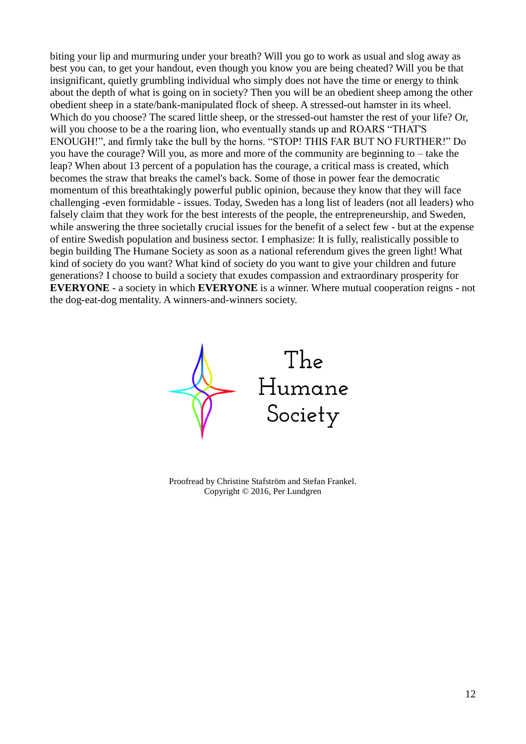biting your lip and murmuring under your breath? Will you go to work as usual and slog away as best you can, to get your handout, even though you know you are being cheated? Will you be that insignificant, quietly grumbling individual who simply does not have the time or energy to think about the depth of what is going on in society? Then you will be an obedient sheep among the other obedient sheep in a state/bank-manipulated flock of sheep. A stressed-out hamster in its wheel. Which do you choose? The scared little sheep, or the stressed-out hamster the rest of your life? Or, will you choose to be a the roaring lion, who eventually stands up and ROARS "THAT'S ENOUGH!", and firmly take the bull by the horns. "STOP! THIS FAR BUT NO FURTHER!" Do you have the courage? Will you, as more and more of the community are beginning to – take the leap? When about 13 percent of a population has the courage, a critical mass is created, which becomes the straw that breaks the camel's back. Some of those in power fear the democratic momentum of this breathtakingly powerful public opinion, because they know that they will face challenging -even formidable - issues. Today, Sweden has a long list of leaders (not all leaders) who falsely claim that they work for the best interests of the people, the entrepreneurship, and Sweden, while answering the three societally crucial issues for the benefit of a select few - but at the expense of entire Swedish population and business sector. I emphasize: It is fully, realistically possible to begin building The Humane Society as soon as a national referendum gives the green light! What kind of society do you want? What kind of society do you want to give your children and future generations? I choose to build a society that exudes compassion and extraordinary prosperity for **EVERYONE** - a society in which **EVERYONE** is a winner. Where mutual cooperation reigns - not the dog-eat-dog mentality. A winners-and-winners society.

The Humane Society

Proofread by Christine Stafström and Stefan Frankel.
Copyright © 2016, Per Lundgren